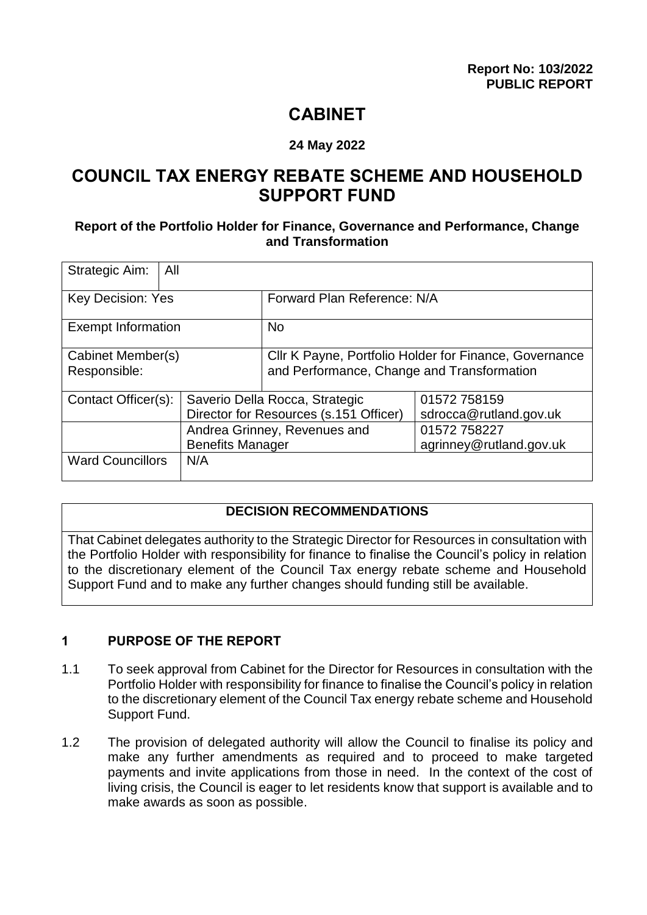**Report No: 103/2022**
**PUBLIC REPORT**

# CABINET

**24 May 2022**

# COUNCIL TAX ENERGY REBATE SCHEME AND HOUSEHOLD SUPPORT FUND

**Report of the Portfolio Holder for Finance, Governance and Performance, Change and Transformation**

| | | | |
|---|---|---|---|
| Strategic Aim: | All | | |
| Key Decision: Yes | | Forward Plan Reference: N/A | |
| Exempt Information | | No | |
| Cabinet Member(s) Responsible: | | Cllr K Payne, Portfolio Holder for Finance, Governance and Performance, Change and Transformation | |
| Contact Officer(s): | Saverio Della Rocca, Strategic Director for Resources (s.151 Officer) | | 01572 758159 sdrocca@rutland.gov.uk |
| | Andrea Grinney, Revenues and Benefits Manager | | 01572 758227 agrinney@rutland.gov.uk |
| Ward Councillors | N/A | | |

**DECISION RECOMMENDATIONS**

That Cabinet delegates authority to the Strategic Director for Resources in consultation with the Portfolio Holder with responsibility for finance to finalise the Council's policy in relation to the discretionary element of the Council Tax energy rebate scheme and Household Support Fund and to make any further changes should funding still be available.

## 1 PURPOSE OF THE REPORT

1.1 To seek approval from Cabinet for the Director for Resources in consultation with the Portfolio Holder with responsibility for finance to finalise the Council's policy in relation to the discretionary element of the Council Tax energy rebate scheme and Household Support Fund.

1.2 The provision of delegated authority will allow the Council to finalise its policy and make any further amendments as required and to proceed to make targeted payments and invite applications from those in need. In the context of the cost of living crisis, the Council is eager to let residents know that support is available and to make awards as soon as possible.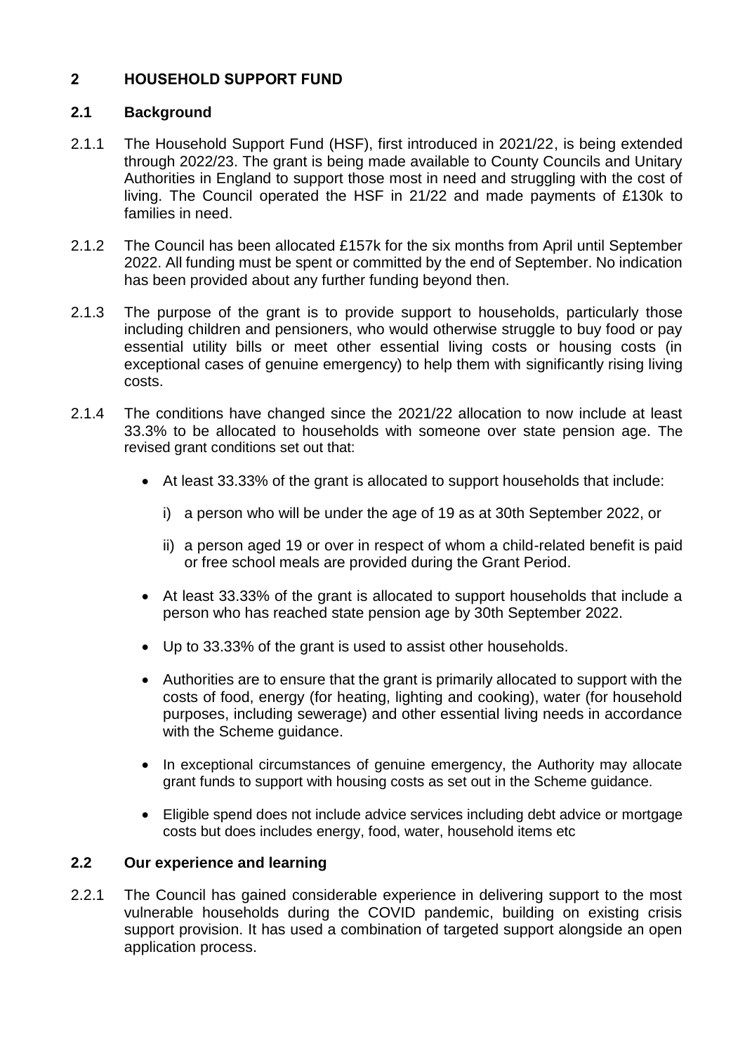## 2 HOUSEHOLD SUPPORT FUND

### 2.1 Background

2.1.1 The Household Support Fund (HSF), first introduced in 2021/22, is being extended through 2022/23. The grant is being made available to County Councils and Unitary Authorities in England to support those most in need and struggling with the cost of living. The Council operated the HSF in 21/22 and made payments of £130k to families in need.

2.1.2 The Council has been allocated £157k for the six months from April until September 2022. All funding must be spent or committed by the end of September. No indication has been provided about any further funding beyond then.

2.1.3 The purpose of the grant is to provide support to households, particularly those including children and pensioners, who would otherwise struggle to buy food or pay essential utility bills or meet other essential living costs or housing costs (in exceptional cases of genuine emergency) to help them with significantly rising living costs.

2.1.4 The conditions have changed since the 2021/22 allocation to now include at least 33.3% to be allocated to households with someone over state pension age. The revised grant conditions set out that:

- At least 33.33% of the grant is allocated to support households that include:
  - i) a person who will be under the age of 19 as at 30th September 2022, or
  - ii) a person aged 19 or over in respect of whom a child-related benefit is paid or free school meals are provided during the Grant Period.
- At least 33.33% of the grant is allocated to support households that include a person who has reached state pension age by 30th September 2022.
- Up to 33.33% of the grant is used to assist other households.
- Authorities are to ensure that the grant is primarily allocated to support with the costs of food, energy (for heating, lighting and cooking), water (for household purposes, including sewerage) and other essential living needs in accordance with the Scheme guidance.
- In exceptional circumstances of genuine emergency, the Authority may allocate grant funds to support with housing costs as set out in the Scheme guidance.
- Eligible spend does not include advice services including debt advice or mortgage costs but does includes energy, food, water, household items etc

### 2.2 Our experience and learning

2.2.1 The Council has gained considerable experience in delivering support to the most vulnerable households during the COVID pandemic, building on existing crisis support provision. It has used a combination of targeted support alongside an open application process.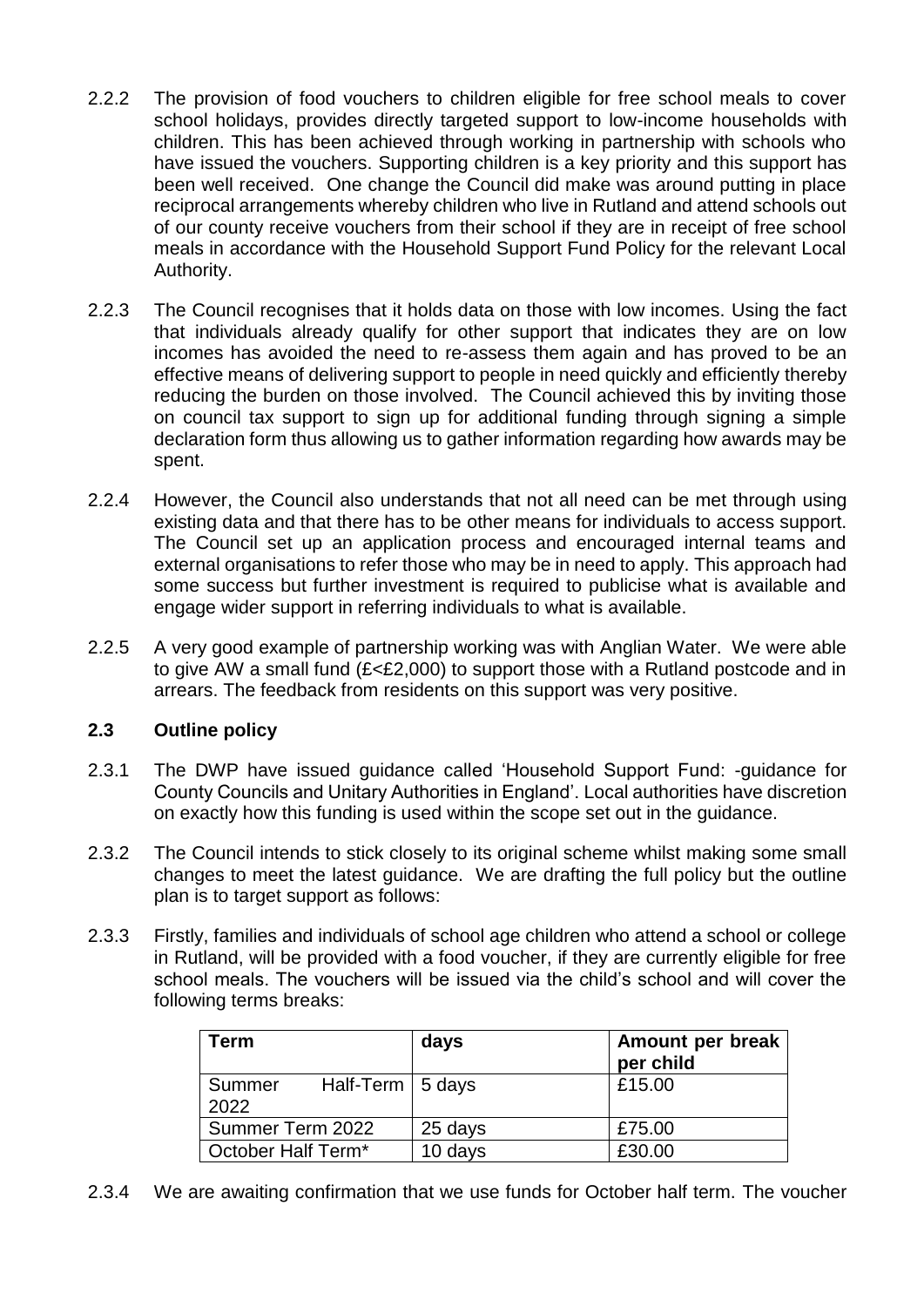2.2.2 The provision of food vouchers to children eligible for free school meals to cover school holidays, provides directly targeted support to low-income households with children. This has been achieved through working in partnership with schools who have issued the vouchers. Supporting children is a key priority and this support has been well received. One change the Council did make was around putting in place reciprocal arrangements whereby children who live in Rutland and attend schools out of our county receive vouchers from their school if they are in receipt of free school meals in accordance with the Household Support Fund Policy for the relevant Local Authority.

2.2.3 The Council recognises that it holds data on those with low incomes. Using the fact that individuals already qualify for other support that indicates they are on low incomes has avoided the need to re-assess them again and has proved to be an effective means of delivering support to people in need quickly and efficiently thereby reducing the burden on those involved. The Council achieved this by inviting those on council tax support to sign up for additional funding through signing a simple declaration form thus allowing us to gather information regarding how awards may be spent.

2.2.4 However, the Council also understands that not all need can be met through using existing data and that there has to be other means for individuals to access support. The Council set up an application process and encouraged internal teams and external organisations to refer those who may be in need to apply. This approach had some success but further investment is required to publicise what is available and engage wider support in referring individuals to what is available.

2.2.5 A very good example of partnership working was with Anglian Water. We were able to give AW a small fund (£<£2,000) to support those with a Rutland postcode and in arrears. The feedback from residents on this support was very positive.

### 2.3 Outline policy

2.3.1 The DWP have issued guidance called 'Household Support Fund: -guidance for County Councils and Unitary Authorities in England'. Local authorities have discretion on exactly how this funding is used within the scope set out in the guidance.

2.3.2 The Council intends to stick closely to its original scheme whilst making some small changes to meet the latest guidance. We are drafting the full policy but the outline plan is to target support as follows:

2.3.3 Firstly, families and individuals of school age children who attend a school or college in Rutland, will be provided with a food voucher, if they are currently eligible for free school meals. The vouchers will be issued via the child's school and will cover the following terms breaks:

| Term | days | Amount per break per child |
|---|---|---|
| Summer Half-Term 2022 | 5 days | £15.00 |
| Summer Term 2022 | 25 days | £75.00 |
| October Half Term* | 10 days | £30.00 |

2.3.4 We are awaiting confirmation that we use funds for October half term. The voucher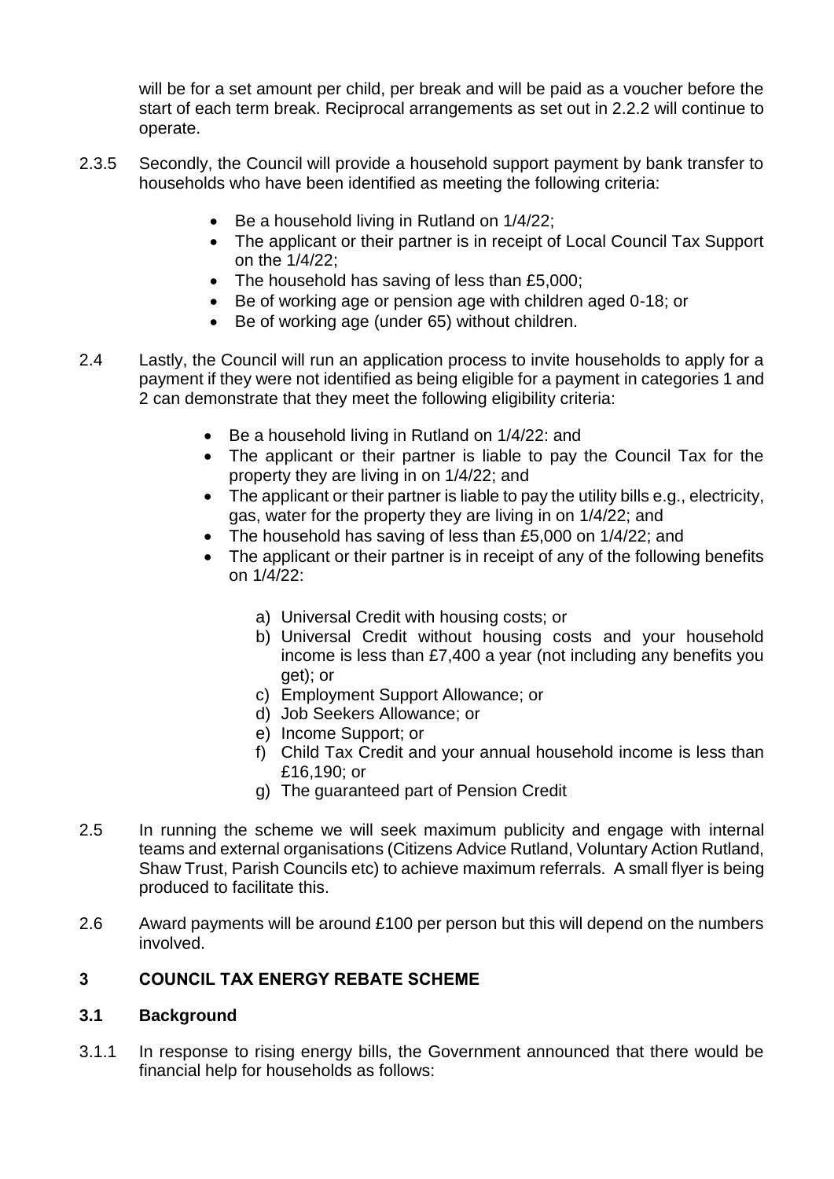will be for a set amount per child, per break and will be paid as a voucher before the start of each term break. Reciprocal arrangements as set out in 2.2.2 will continue to operate.

2.3.5 Secondly, the Council will provide a household support payment by bank transfer to households who have been identified as meeting the following criteria:

- Be a household living in Rutland on 1/4/22;
- The applicant or their partner is in receipt of Local Council Tax Support on the 1/4/22;
- The household has saving of less than £5,000;
- Be of working age or pension age with children aged 0-18; or
- Be of working age (under 65) without children.

2.4 Lastly, the Council will run an application process to invite households to apply for a payment if they were not identified as being eligible for a payment in categories 1 and 2 can demonstrate that they meet the following eligibility criteria:

- Be a household living in Rutland on 1/4/22: and
- The applicant or their partner is liable to pay the Council Tax for the property they are living in on 1/4/22; and
- The applicant or their partner is liable to pay the utility bills e.g., electricity, gas, water for the property they are living in on 1/4/22; and
- The household has saving of less than £5,000 on 1/4/22; and
- The applicant or their partner is in receipt of any of the following benefits on 1/4/22:
  - a) Universal Credit with housing costs; or
  - b) Universal Credit without housing costs and your household income is less than £7,400 a year (not including any benefits you get); or
  - c) Employment Support Allowance; or
  - d) Job Seekers Allowance; or
  - e) Income Support; or
  - f) Child Tax Credit and your annual household income is less than £16,190; or
  - g) The guaranteed part of Pension Credit

2.5 In running the scheme we will seek maximum publicity and engage with internal teams and external organisations (Citizens Advice Rutland, Voluntary Action Rutland, Shaw Trust, Parish Councils etc) to achieve maximum referrals. A small flyer is being produced to facilitate this.

2.6 Award payments will be around £100 per person but this will depend on the numbers involved.

## 3 COUNCIL TAX ENERGY REBATE SCHEME

### 3.1 Background

3.1.1 In response to rising energy bills, the Government announced that there would be financial help for households as follows: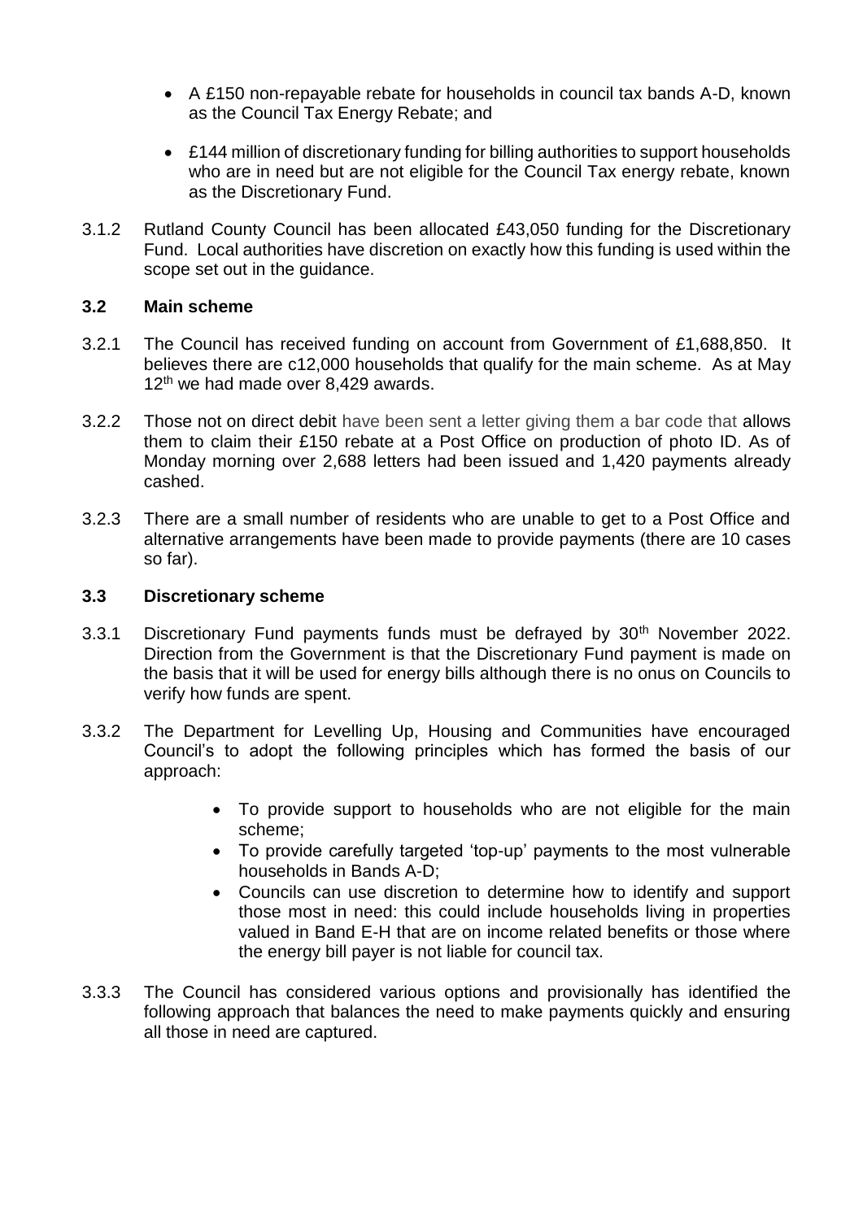- A £150 non-repayable rebate for households in council tax bands A-D, known as the Council Tax Energy Rebate; and

- £144 million of discretionary funding for billing authorities to support households who are in need but are not eligible for the Council Tax energy rebate, known as the Discretionary Fund.

3.1.2 Rutland County Council has been allocated £43,050 funding for the Discretionary Fund. Local authorities have discretion on exactly how this funding is used within the scope set out in the guidance.

### 3.2 Main scheme

3.2.1 The Council has received funding on account from Government of £1,688,850. It believes there are c12,000 households that qualify for the main scheme. As at May 12th we had made over 8,429 awards.

3.2.2 Those not on direct debit have been sent a letter giving them a bar code that allows them to claim their £150 rebate at a Post Office on production of photo ID. As of Monday morning over 2,688 letters had been issued and 1,420 payments already cashed.

3.2.3 There are a small number of residents who are unable to get to a Post Office and alternative arrangements have been made to provide payments (there are 10 cases so far).

### 3.3 Discretionary scheme

3.3.1 Discretionary Fund payments funds must be defrayed by 30th November 2022. Direction from the Government is that the Discretionary Fund payment is made on the basis that it will be used for energy bills although there is no onus on Councils to verify how funds are spent.

3.3.2 The Department for Levelling Up, Housing and Communities have encouraged Council's to adopt the following principles which has formed the basis of our approach:

- To provide support to households who are not eligible for the main scheme;
- To provide carefully targeted 'top-up' payments to the most vulnerable households in Bands A-D;
- Councils can use discretion to determine how to identify and support those most in need: this could include households living in properties valued in Band E-H that are on income related benefits or those where the energy bill payer is not liable for council tax.

3.3.3 The Council has considered various options and provisionally has identified the following approach that balances the need to make payments quickly and ensuring all those in need are captured.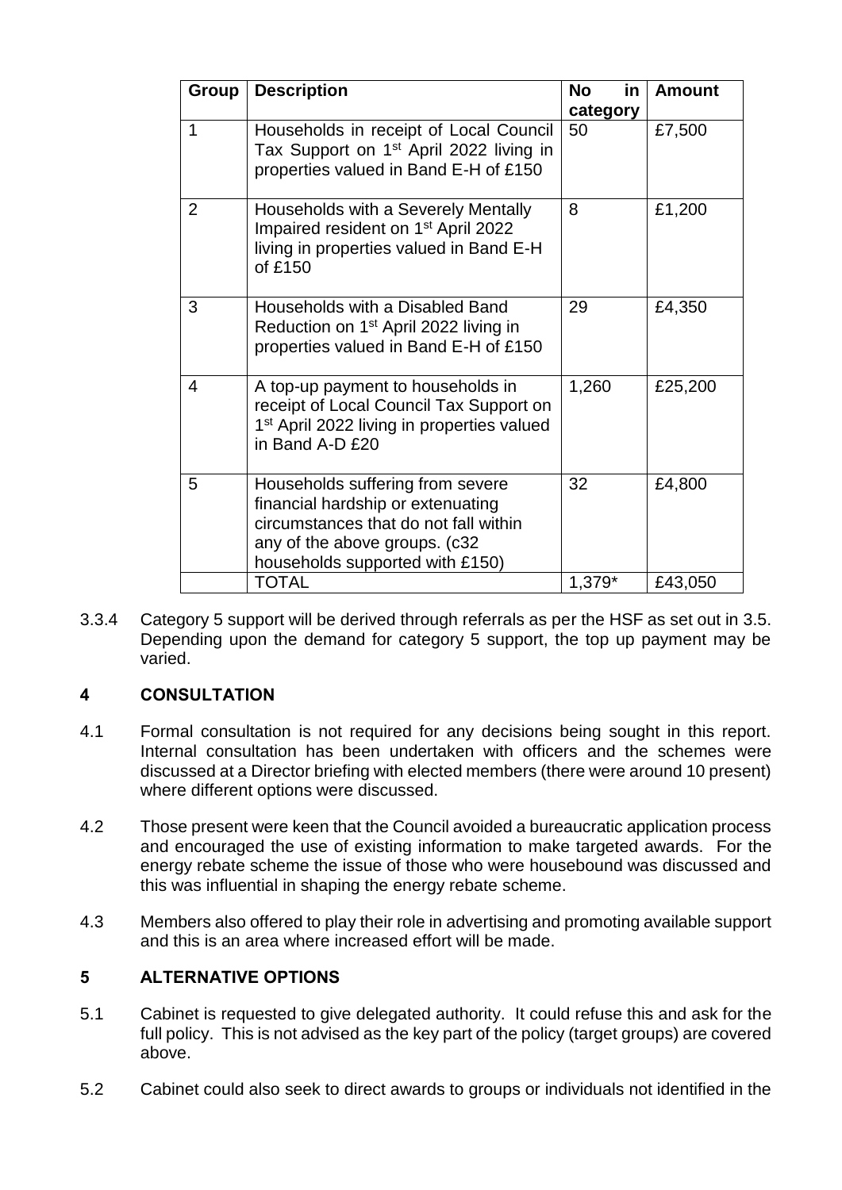| Group | Description | No in category | Amount |
|---|---|---|---|
| 1 | Households in receipt of Local Council Tax Support on 1st April 2022 living in properties valued in Band E-H of £150 | 50 | £7,500 |
| 2 | Households with a Severely Mentally Impaired resident on 1st April 2022 living in properties valued in Band E-H of £150 | 8 | £1,200 |
| 3 | Households with a Disabled Band Reduction on 1st April 2022 living in properties valued in Band E-H of £150 | 29 | £4,350 |
| 4 | A top-up payment to households in receipt of Local Council Tax Support on 1st April 2022 living in properties valued in Band A-D £20 | 1,260 | £25,200 |
| 5 | Households suffering from severe financial hardship or extenuating circumstances that do not fall within any of the above groups. (c32 households supported with £150) | 32 | £4,800 |
| | TOTAL | 1,379* | £43,050 |

3.3.4 Category 5 support will be derived through referrals as per the HSF as set out in 3.5. Depending upon the demand for category 5 support, the top up payment may be varied.

## 4 CONSULTATION

4.1 Formal consultation is not required for any decisions being sought in this report. Internal consultation has been undertaken with officers and the schemes were discussed at a Director briefing with elected members (there were around 10 present) where different options were discussed.

4.2 Those present were keen that the Council avoided a bureaucratic application process and encouraged the use of existing information to make targeted awards. For the energy rebate scheme the issue of those who were housebound was discussed and this was influential in shaping the energy rebate scheme.

4.3 Members also offered to play their role in advertising and promoting available support and this is an area where increased effort will be made.

## 5 ALTERNATIVE OPTIONS

5.1 Cabinet is requested to give delegated authority. It could refuse this and ask for the full policy. This is not advised as the key part of the policy (target groups) are covered above.

5.2 Cabinet could also seek to direct awards to groups or individuals not identified in the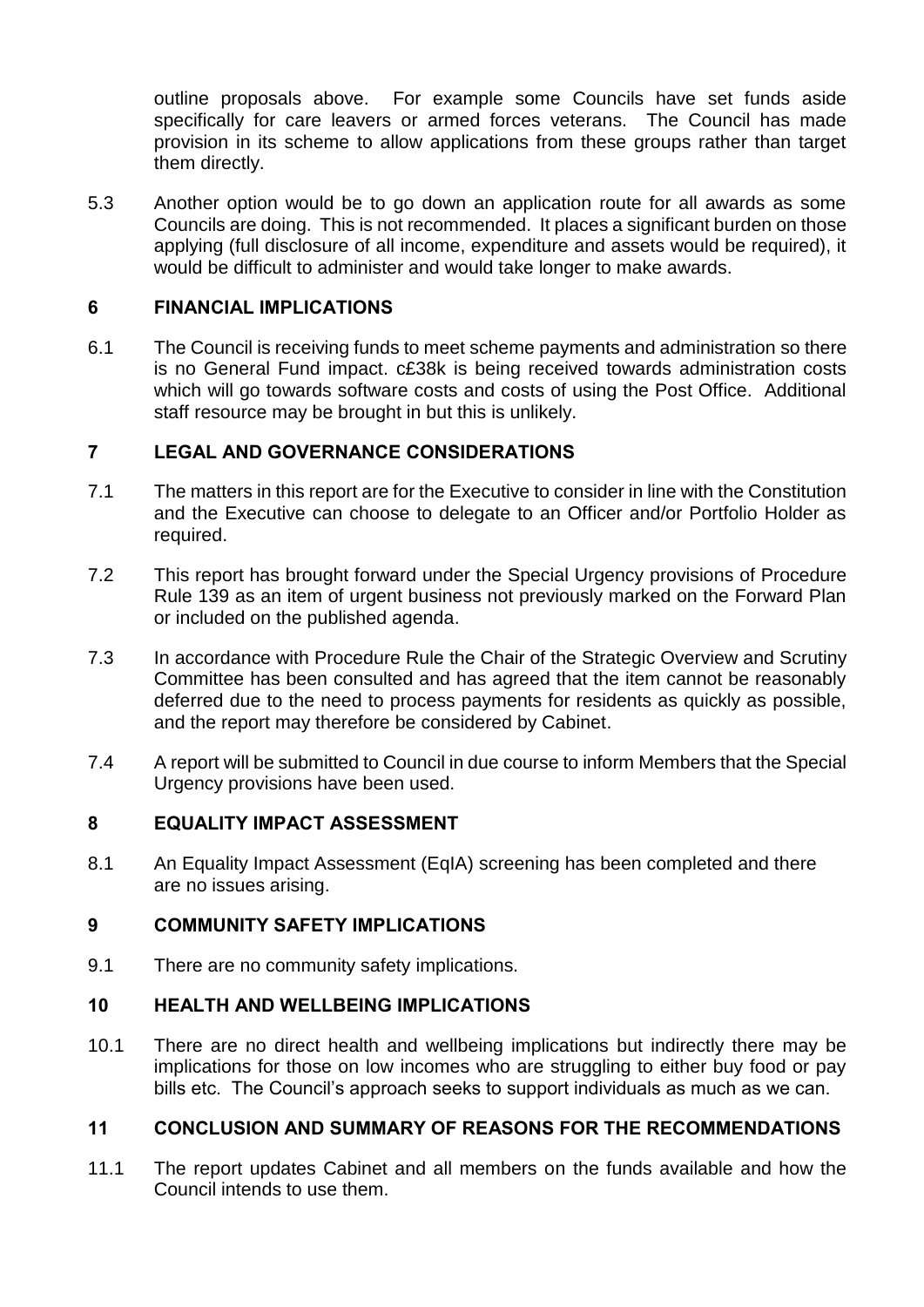outline proposals above. For example some Councils have set funds aside specifically for care leavers or armed forces veterans. The Council has made provision in its scheme to allow applications from these groups rather than target them directly.

5.3 Another option would be to go down an application route for all awards as some Councils are doing. This is not recommended. It places a significant burden on those applying (full disclosure of all income, expenditure and assets would be required), it would be difficult to administer and would take longer to make awards.

## 6 FINANCIAL IMPLICATIONS

6.1 The Council is receiving funds to meet scheme payments and administration so there is no General Fund impact. c£38k is being received towards administration costs which will go towards software costs and costs of using the Post Office. Additional staff resource may be brought in but this is unlikely.

## 7 LEGAL AND GOVERNANCE CONSIDERATIONS

7.1 The matters in this report are for the Executive to consider in line with the Constitution and the Executive can choose to delegate to an Officer and/or Portfolio Holder as required.

7.2 This report has brought forward under the Special Urgency provisions of Procedure Rule 139 as an item of urgent business not previously marked on the Forward Plan or included on the published agenda.

7.3 In accordance with Procedure Rule the Chair of the Strategic Overview and Scrutiny Committee has been consulted and has agreed that the item cannot be reasonably deferred due to the need to process payments for residents as quickly as possible, and the report may therefore be considered by Cabinet.

7.4 A report will be submitted to Council in due course to inform Members that the Special Urgency provisions have been used.

## 8 EQUALITY IMPACT ASSESSMENT

8.1 An Equality Impact Assessment (EqIA) screening has been completed and there are no issues arising.

## 9 COMMUNITY SAFETY IMPLICATIONS

9.1 There are no community safety implications.

## 10 HEALTH AND WELLBEING IMPLICATIONS

10.1 There are no direct health and wellbeing implications but indirectly there may be implications for those on low incomes who are struggling to either buy food or pay bills etc. The Council's approach seeks to support individuals as much as we can.

## 11 CONCLUSION AND SUMMARY OF REASONS FOR THE RECOMMENDATIONS

11.1 The report updates Cabinet and all members on the funds available and how the Council intends to use them.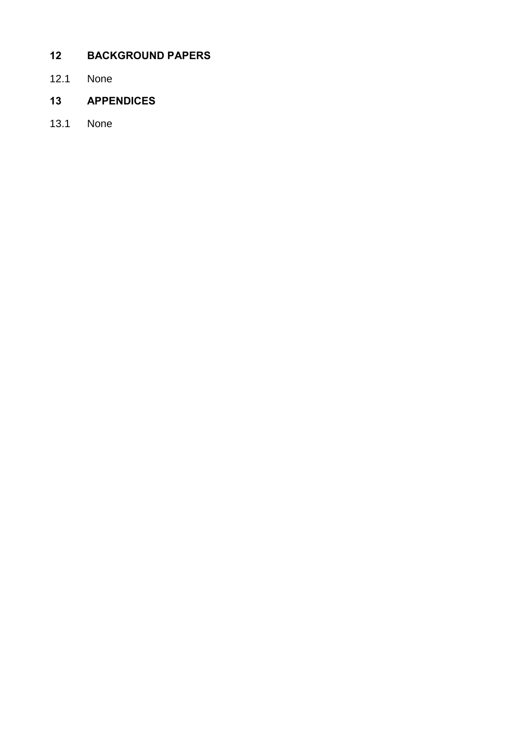## 12 BACKGROUND PAPERS

12.1 None

## 13 APPENDICES

13.1 None